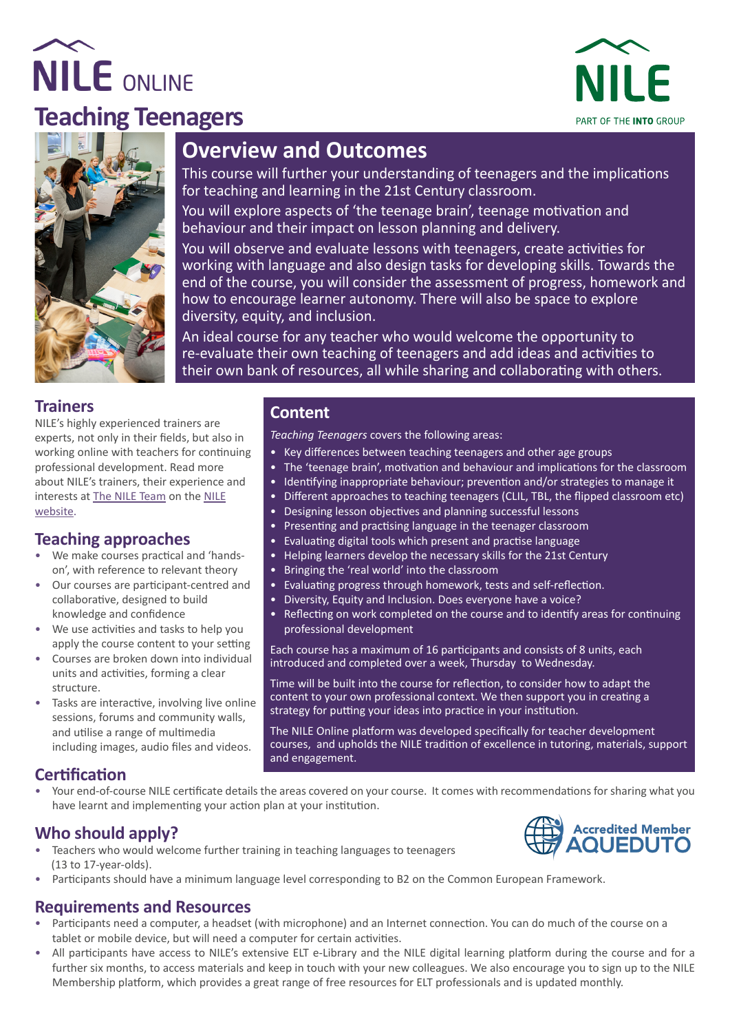# NILE ONLINE

# Teaching Teenagers

NILE — PART OF THE INTO GROUP

## Overview and Outcomes

This course will further your understanding of teenagers and the implications for teaching and learning in the 21st Century classroom.

You will explore aspects of 'the teenage brain', teenage motivation and behaviour and their impact on lesson planning and delivery.

You will observe and evaluate lessons with teenagers, create activities for working with language and also design tasks for developing skills. Towards the end of the course, you will consider the assessment of progress, homework and how to encourage learner autonomy. There will also be space to explore diversity, equity, and inclusion.

An ideal course for any teacher who would welcome the opportunity to re-evaluate their own teaching of teenagers and add ideas and activities to their own bank of resources, all while sharing and collaborating with others.

## Trainers

NILE's highly experienced trainers are experts, not only in their fields, but also in working online with teachers for continuing professional development. Read more about NILE's trainers, their experience and interests at The NILE Team on the NILE website.

## Teaching approaches

- We make courses practical and 'hands-on', with reference to relevant theory
- Our courses are participant-centred and collaborative, designed to build knowledge and confidence
- We use activities and tasks to help you apply the course content to your setting
- Courses are broken down into individual units and activities, forming a clear structure.
- Tasks are interactive, involving live online sessions, forums and community walls, and utilise a range of multimedia including images, audio files and videos.

## Content

*Teaching Teenagers* covers the following areas:

- Key differences between teaching teenagers and other age groups
- The 'teenage brain', motivation and behaviour and implications for the classroom
- Identifying inappropriate behaviour; prevention and/or strategies to manage it
- Different approaches to teaching teenagers (CLIL, TBL, the flipped classroom etc)
- Designing lesson objectives and planning successful lessons
- Presenting and practising language in the teenager classroom
- Evaluating digital tools which present and practise language
- Helping learners develop the necessary skills for the 21st Century
- Bringing the 'real world' into the classroom
- Evaluating progress through homework, tests and self-reflection.
- Diversity, Equity and Inclusion. Does everyone have a voice?
- Reflecting on work completed on the course and to identify areas for continuing professional development

Each course has a maximum of 16 participants and consists of 8 units, each introduced and completed over a week, Thursday to Wednesday.

Time will be built into the course for reflection, to consider how to adapt the content to your own professional context. We then support you in creating a strategy for putting your ideas into practice in your institution.

The NILE Online platform was developed specifically for teacher development courses, and upholds the NILE tradition of excellence in tutoring, materials, support and engagement.

## Certification

- Your end-of-course NILE certificate details the areas covered on your course. It comes with recommendations for sharing what you have learnt and implementing your action plan at your institution.

## Who should apply?

Accredited Member AQUEDUTO

- Teachers who would welcome further training in teaching languages to teenagers (13 to 17-year-olds).
- Participants should have a minimum language level corresponding to B2 on the Common European Framework.

## Requirements and Resources

- Participants need a computer, a headset (with microphone) and an Internet connection. You can do much of the course on a tablet or mobile device, but will need a computer for certain activities.
- All participants have access to NILE's extensive ELT e-Library and the NILE digital learning platform during the course and for a further six months, to access materials and keep in touch with your new colleagues. We also encourage you to sign up to the NILE Membership platform, which provides a great range of free resources for ELT professionals and is updated monthly.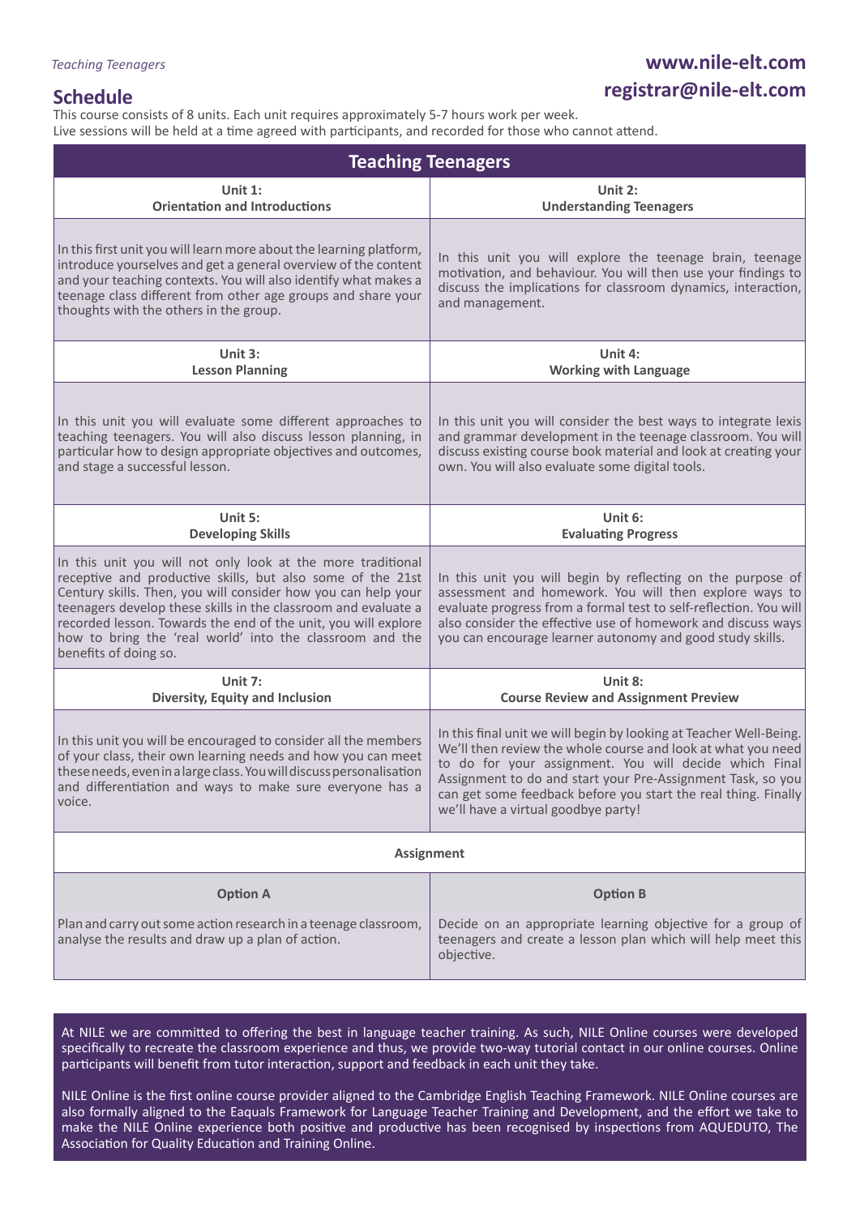*Teaching Teenagers*

**www.nile-elt.com**
**registrar@nile-elt.com**

## Schedule

This course consists of 8 units. Each unit requires approximately 5-7 hours work per week.
Live sessions will be held at a time agreed with participants, and recorded for those who cannot attend.

| Teaching Teenagers | |
|---|---|
| **Unit 1: Orientation and Introductions** | **Unit 2: Understanding Teenagers** |
| In this first unit you will learn more about the learning platform, introduce yourselves and get a general overview of the content and your teaching contexts. You will also identify what makes a teenage class different from other age groups and share your thoughts with the others in the group. | In this unit you will explore the teenage brain, teenage motivation, and behaviour. You will then use your findings to discuss the implications for classroom dynamics, interaction, and management. |
| **Unit 3: Lesson Planning** | **Unit 4: Working with Language** |
| In this unit you will evaluate some different approaches to teaching teenagers. You will also discuss lesson planning, in particular how to design appropriate objectives and outcomes, and stage a successful lesson. | In this unit you will consider the best ways to integrate lexis and grammar development in the teenage classroom. You will discuss existing course book material and look at creating your own. You will also evaluate some digital tools. |
| **Unit 5: Developing Skills** | **Unit 6: Evaluating Progress** |
| In this unit you will not only look at the more traditional receptive and productive skills, but also some of the 21st Century skills. Then, you will consider how you can help your teenagers develop these skills in the classroom and evaluate a recorded lesson. Towards the end of the unit, you will explore how to bring the 'real world' into the classroom and the benefits of doing so. | In this unit you will begin by reflecting on the purpose of assessment and homework. You will then explore ways to evaluate progress from a formal test to self-reflection. You will also consider the effective use of homework and discuss ways you can encourage learner autonomy and good study skills. |
| **Unit 7: Diversity, Equity and Inclusion** | **Unit 8: Course Review and Assignment Preview** |
| In this unit you will be encouraged to consider all the members of your class, their own learning needs and how you can meet these needs, even in a large class. You will discuss personalisation and differentiation and ways to make sure everyone has a voice. | In this final unit we will begin by looking at Teacher Well-Being. We'll then review the whole course and look at what you need to do for your assignment. You will decide which Final Assignment to do and start your Pre-Assignment Task, so you can get some feedback before you start the real thing. Finally we'll have a virtual goodbye party! |
| **Assignment** | |
| **Option A** | **Option B** |
| Plan and carry out some action research in a teenage classroom, analyse the results and draw up a plan of action. | Decide on an appropriate learning objective for a group of teenagers and create a lesson plan which will help meet this objective. |

At NILE we are committed to offering the best in language teacher training. As such, NILE Online courses were developed specifically to recreate the classroom experience and thus, we provide two-way tutorial contact in our online courses. Online participants will benefit from tutor interaction, support and feedback in each unit they take.

NILE Online is the first online course provider aligned to the Cambridge English Teaching Framework. NILE Online courses are also formally aligned to the Eaquals Framework for Language Teacher Training and Development, and the effort we take to make the NILE Online experience both positive and productive has been recognised by inspections from AQUEDUTO, The Association for Quality Education and Training Online.